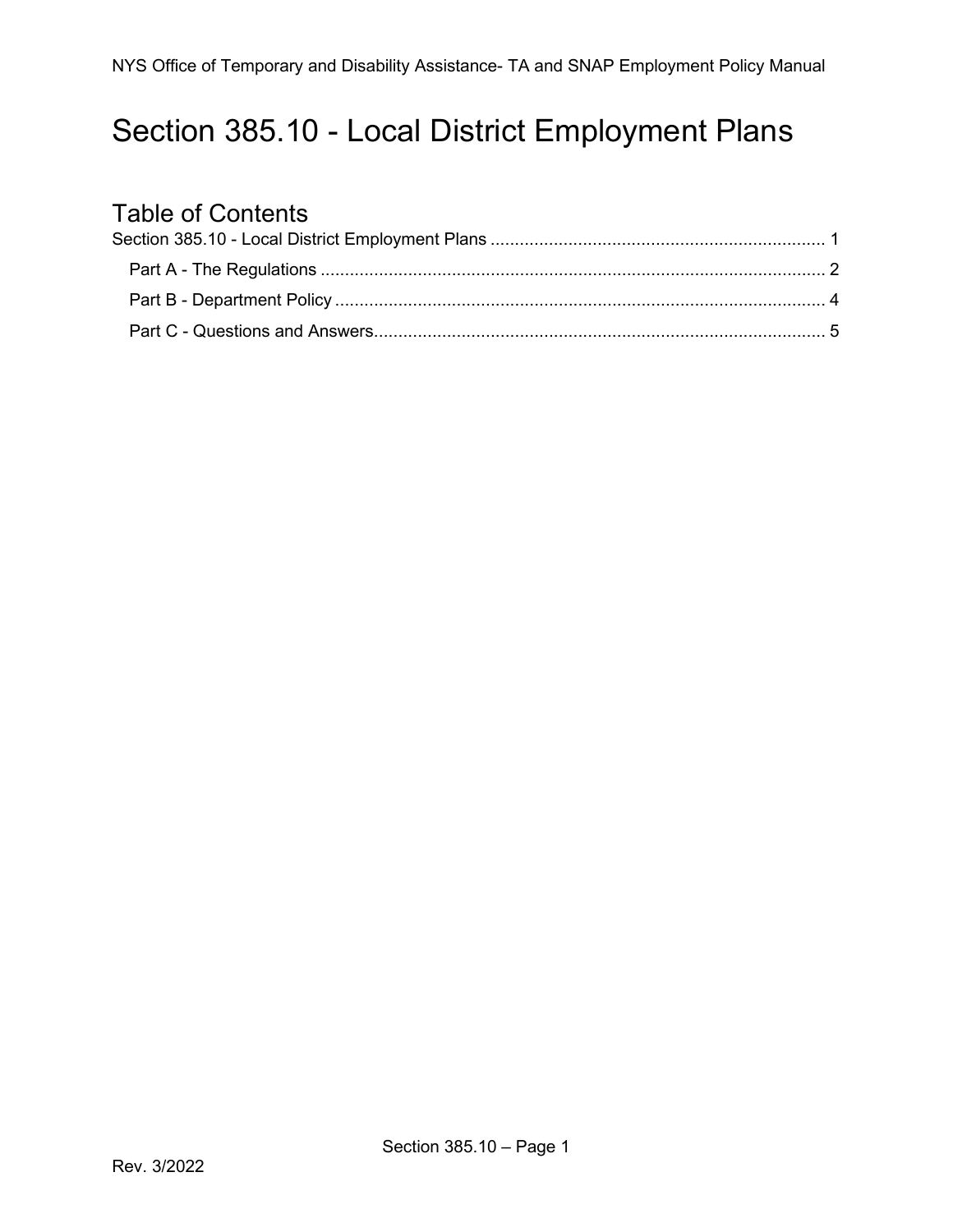# Section 385.10 - Local District Employment Plans

## Table of Contents

Section 385.10 - Local District Employment Plans .................................................................... 1

- Part A - The Regulations ........................................................................................................ 2
- Part B - Department Policy ..................................................................................................... 4
- Part C - Questions and Answers............................................................................................ 5

Rev. 3/2022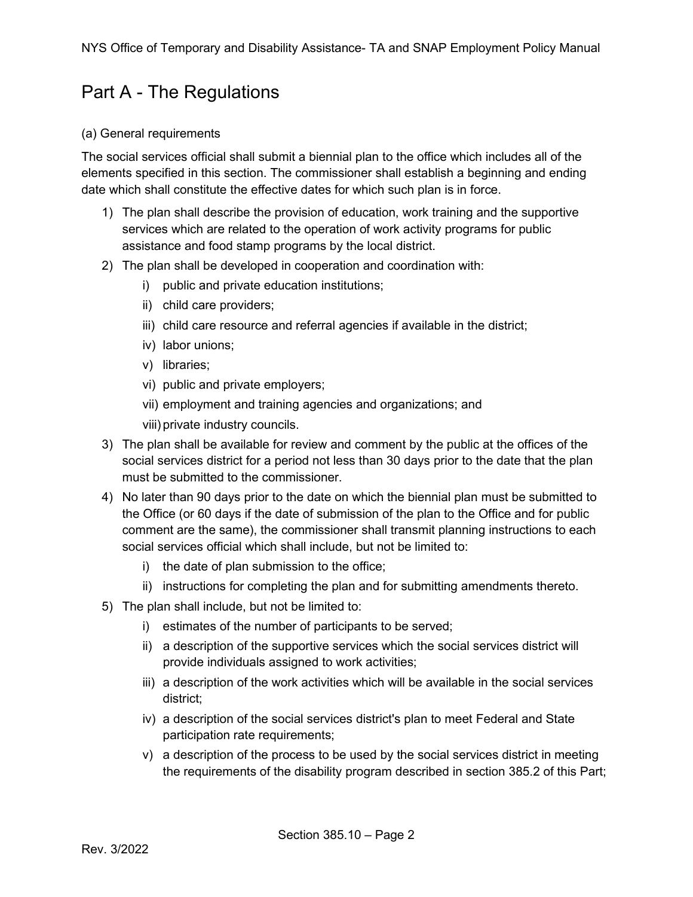# Part A - The Regulations

(a) General requirements

The social services official shall submit a biennial plan to the office which includes all of the elements specified in this section. The commissioner shall establish a beginning and ending date which shall constitute the effective dates for which such plan is in force.

1) The plan shall describe the provision of education, work training and the supportive services which are related to the operation of work activity programs for public assistance and food stamp programs by the local district.
2) The plan shall be developed in cooperation and coordination with:
    i) public and private education institutions;
    ii) child care providers;
    iii) child care resource and referral agencies if available in the district;
    iv) labor unions;
    v) libraries;
    vi) public and private employers;
    vii) employment and training agencies and organizations; and
    viii) private industry councils.
3) The plan shall be available for review and comment by the public at the offices of the social services district for a period not less than 30 days prior to the date that the plan must be submitted to the commissioner.
4) No later than 90 days prior to the date on which the biennial plan must be submitted to the Office (or 60 days if the date of submission of the plan to the Office and for public comment are the same), the commissioner shall transmit planning instructions to each social services official which shall include, but not be limited to:
    i) the date of plan submission to the office;
    ii) instructions for completing the plan and for submitting amendments thereto.
5) The plan shall include, but not be limited to:
    i) estimates of the number of participants to be served;
    ii) a description of the supportive services which the social services district will provide individuals assigned to work activities;
    iii) a description of the work activities which will be available in the social services district;
    iv) a description of the social services district's plan to meet Federal and State participation rate requirements;
    v) a description of the process to be used by the social services district in meeting the requirements of the disability program described in section 385.2 of this Part;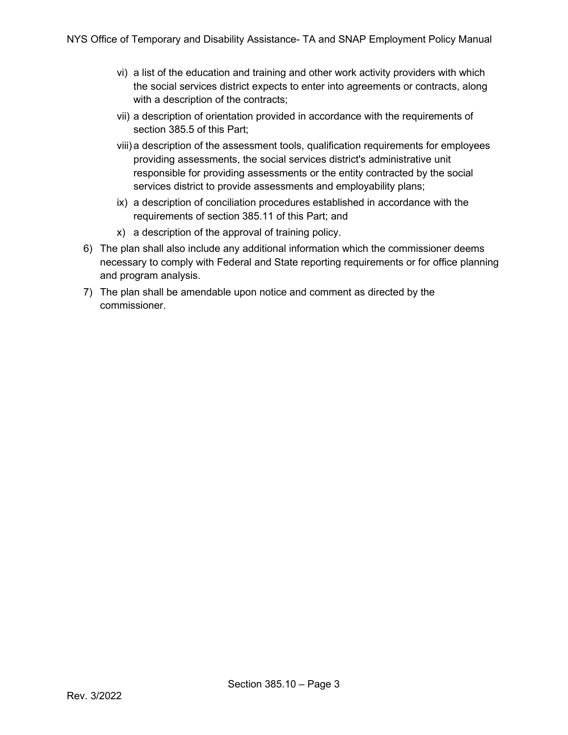vi) a list of the education and training and other work activity providers with which the social services district expects to enter into agreements or contracts, along with a description of the contracts;

   vii) a description of orientation provided in accordance with the requirements of section 385.5 of this Part;

   viii) a description of the assessment tools, qualification requirements for employees providing assessments, the social services district's administrative unit responsible for providing assessments or the entity contracted by the social services district to provide assessments and employability plans;

   ix) a description of conciliation procedures established in accordance with the requirements of section 385.11 of this Part; and

   x) a description of the approval of training policy.

6) The plan shall also include any additional information which the commissioner deems necessary to comply with Federal and State reporting requirements or for office planning and program analysis.

7) The plan shall be amendable upon notice and comment as directed by the commissioner.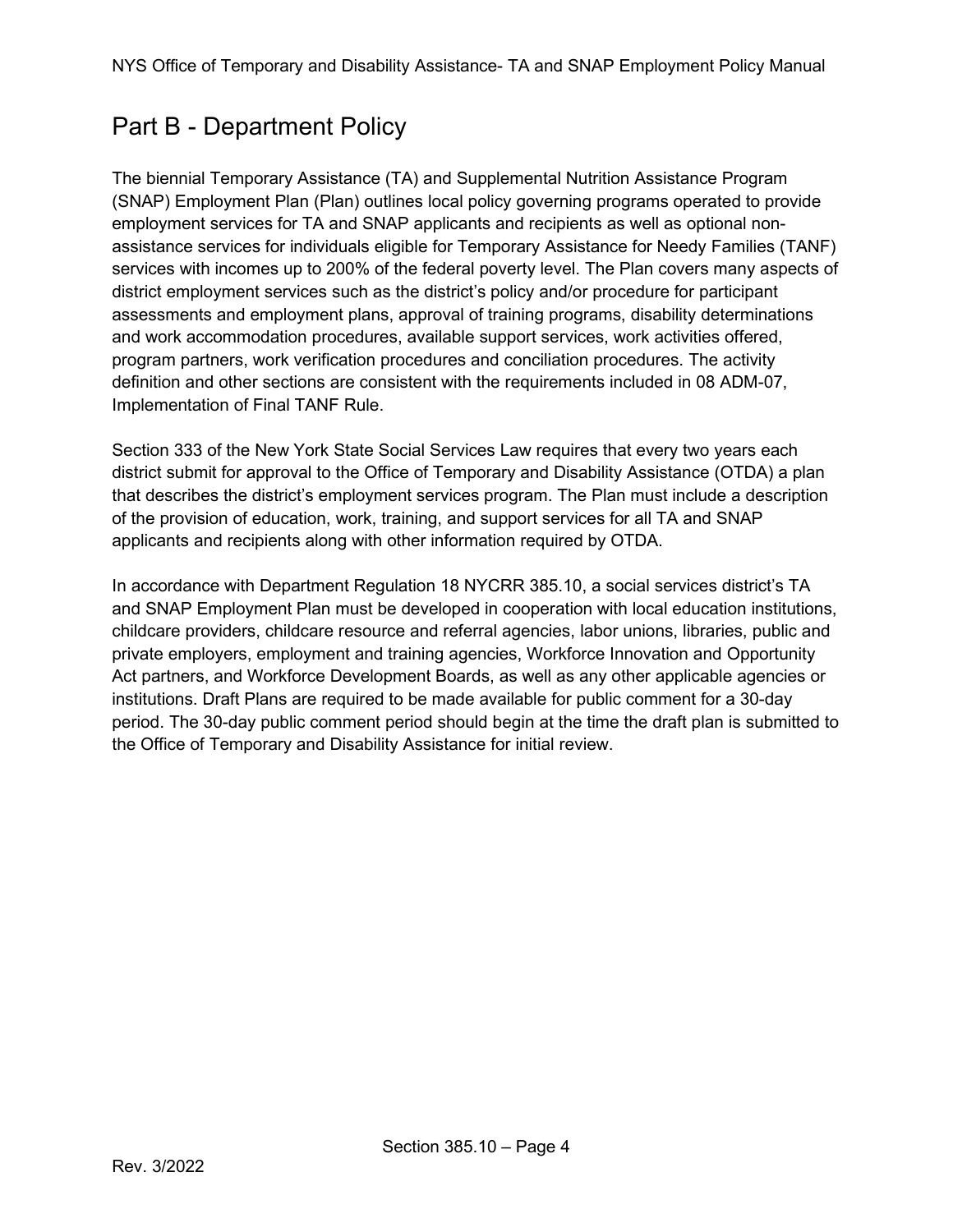# Part B - Department Policy

The biennial Temporary Assistance (TA) and Supplemental Nutrition Assistance Program (SNAP) Employment Plan (Plan) outlines local policy governing programs operated to provide employment services for TA and SNAP applicants and recipients as well as optional non-assistance services for individuals eligible for Temporary Assistance for Needy Families (TANF) services with incomes up to 200% of the federal poverty level. The Plan covers many aspects of district employment services such as the district's policy and/or procedure for participant assessments and employment plans, approval of training programs, disability determinations and work accommodation procedures, available support services, work activities offered, program partners, work verification procedures and conciliation procedures. The activity definition and other sections are consistent with the requirements included in 08 ADM-07, Implementation of Final TANF Rule.

Section 333 of the New York State Social Services Law requires that every two years each district submit for approval to the Office of Temporary and Disability Assistance (OTDA) a plan that describes the district's employment services program. The Plan must include a description of the provision of education, work, training, and support services for all TA and SNAP applicants and recipients along with other information required by OTDA.

In accordance with Department Regulation 18 NYCRR 385.10, a social services district's TA and SNAP Employment Plan must be developed in cooperation with local education institutions, childcare providers, childcare resource and referral agencies, labor unions, libraries, public and private employers, employment and training agencies, Workforce Innovation and Opportunity Act partners, and Workforce Development Boards, as well as any other applicable agencies or institutions. Draft Plans are required to be made available for public comment for a 30-day period. The 30-day public comment period should begin at the time the draft plan is submitted to the Office of Temporary and Disability Assistance for initial review.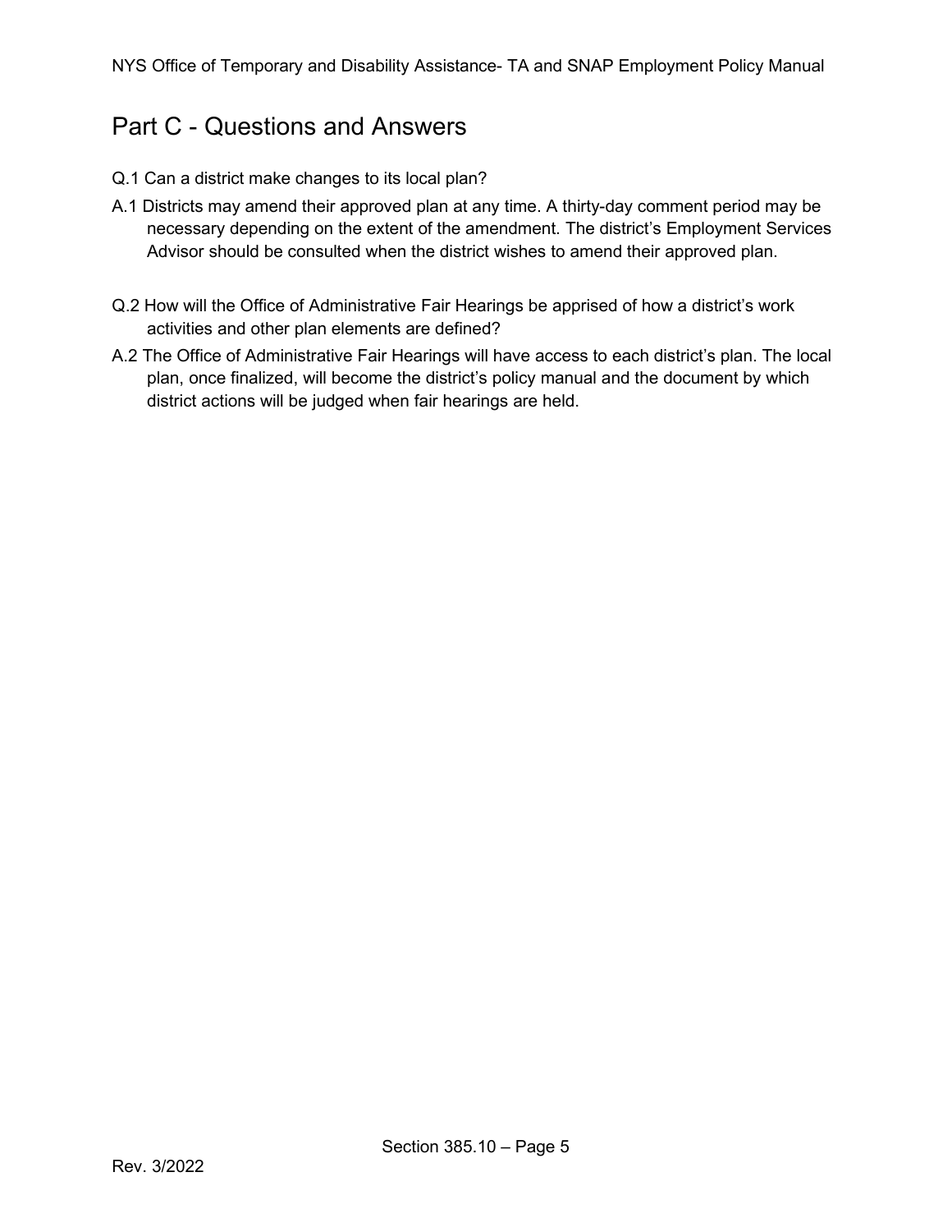## Part C - Questions and Answers

Q.1 Can a district make changes to its local plan?

A.1 Districts may amend their approved plan at any time. A thirty-day comment period may be necessary depending on the extent of the amendment. The district's Employment Services Advisor should be consulted when the district wishes to amend their approved plan.

Q.2 How will the Office of Administrative Fair Hearings be apprised of how a district's work activities and other plan elements are defined?

A.2 The Office of Administrative Fair Hearings will have access to each district's plan. The local plan, once finalized, will become the district's policy manual and the document by which district actions will be judged when fair hearings are held.